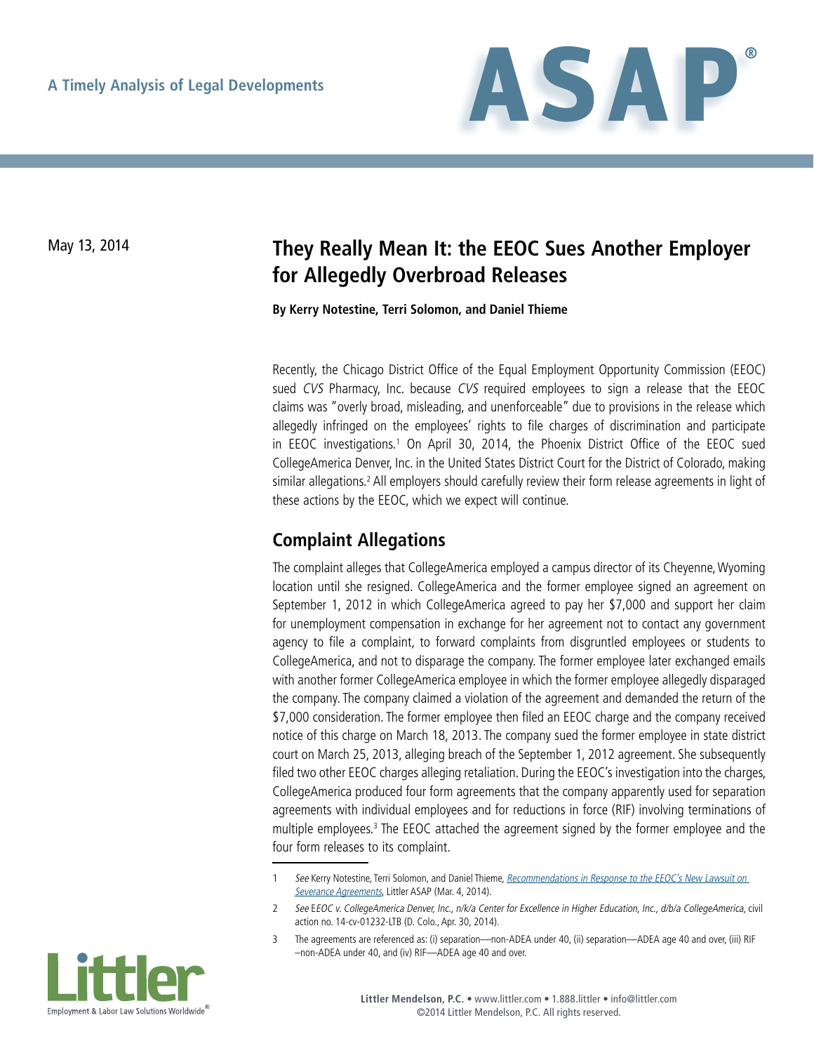A Timely Analysis of Legal Developments

# ASAP

May 13, 2014

## They Really Mean It: the EEOC Sues Another Employer for Allegedly Overbroad Releases

**By Kerry Notestine, Terri Solomon, and Daniel Thieme**

Recently, the Chicago District Office of the Equal Employment Opportunity Commission (EEOC) sued *CVS* Pharmacy, Inc. because *CVS* required employees to sign a release that the EEOC claims was "overly broad, misleading, and unenforceable" due to provisions in the release which allegedly infringed on the employees' rights to file charges of discrimination and participate in EEOC investigations.[1] On April 30, 2014, the Phoenix District Office of the EEOC sued CollegeAmerica Denver, Inc. in the United States District Court for the District of Colorado, making similar allegations.[2] All employers should carefully review their form release agreements in light of these actions by the EEOC, which we expect will continue.

### Complaint Allegations

The complaint alleges that CollegeAmerica employed a campus director of its Cheyenne, Wyoming location until she resigned. CollegeAmerica and the former employee signed an agreement on September 1, 2012 in which CollegeAmerica agreed to pay her $7,000 and support her claim for unemployment compensation in exchange for her agreement not to contact any government agency to file a complaint, to forward complaints from disgruntled employees or students to CollegeAmerica, and not to disparage the company. The former employee later exchanged emails with another former CollegeAmerica employee in which the former employee allegedly disparaged the company. The company claimed a violation of the agreement and demanded the return of the $7,000 consideration. The former employee then filed an EEOC charge and the company received notice of this charge on March 18, 2013. The company sued the former employee in state district court on March 25, 2013, alleging breach of the September 1, 2012 agreement. She subsequently filed two other EEOC charges alleging retaliation. During the EEOC's investigation into the charges, CollegeAmerica produced four form agreements that the company apparently used for separation agreements with individual employees and for reductions in force (RIF) involving terminations of multiple employees.[3] The EEOC attached the agreement signed by the former employee and the four form releases to its complaint.

---

1 *See* Kerry Notestine, Terri Solomon, and Daniel Thieme, [Recommendations in Response to the EEOC's New Lawsuit on Severance Agreements](), Littler ASAP (Mar. 4, 2014).

2 *See* EEOC *v. CollegeAmerica Denver, Inc., n/k/a Center for Excellence in Higher Education, Inc., d/b/a CollegeAmerica*, civil action no. 14-cv-01232-LTB (D. Colo., Apr. 30, 2014).

3 The agreements are referenced as: (i) separation—non-ADEA under 40, (ii) separation—ADEA age 40 and over, (iii) RIF –non-ADEA under 40, and (iv) RIF—ADEA age 40 and over.

Littler Mendelson, P.C. • www.littler.com • 1.888.littler • info@littler.com
©2014 Littler Mendelson, P.C. All rights reserved.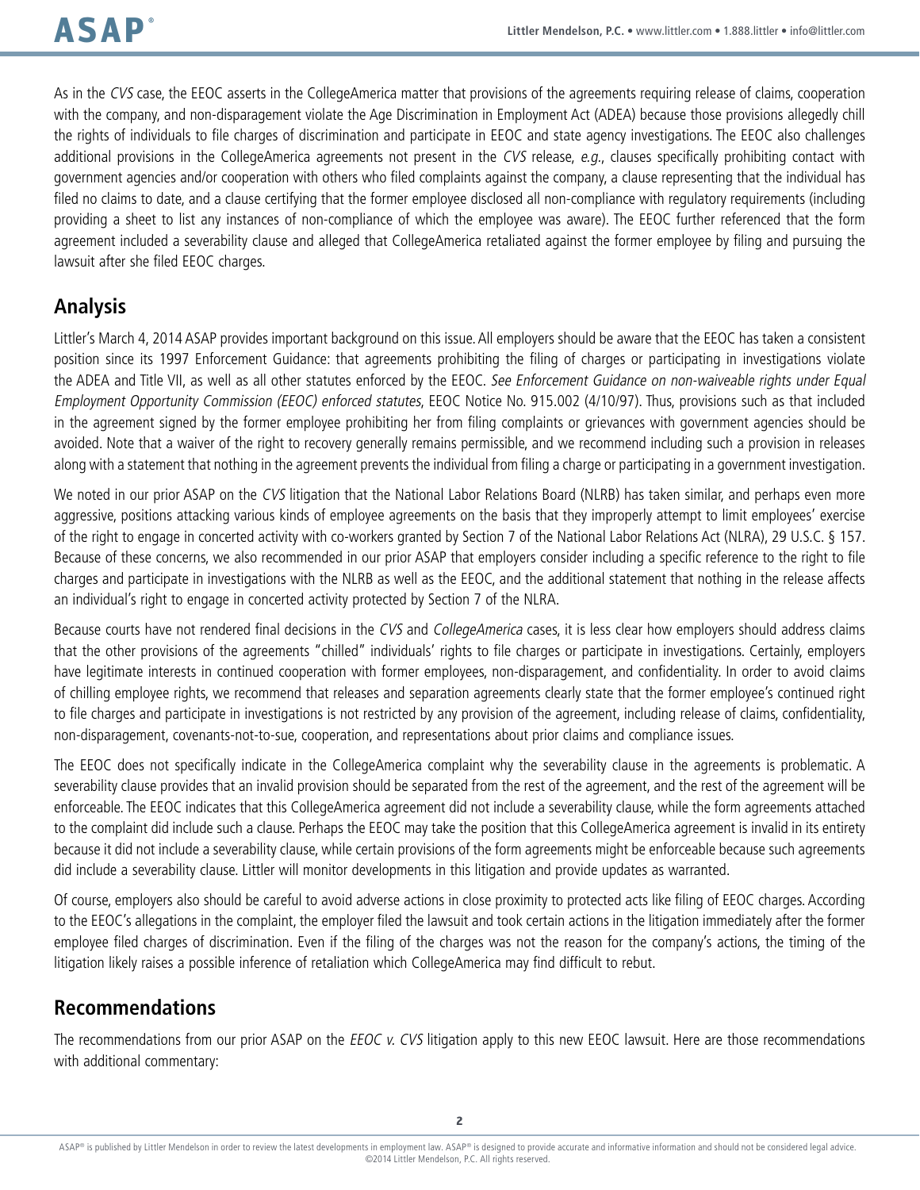As in the *CVS* case, the EEOC asserts in the CollegeAmerica matter that provisions of the agreements requiring release of claims, cooperation with the company, and non-disparagement violate the Age Discrimination in Employment Act (ADEA) because those provisions allegedly chill the rights of individuals to file charges of discrimination and participate in EEOC and state agency investigations. The EEOC also challenges additional provisions in the CollegeAmerica agreements not present in the *CVS* release, *e.g.*, clauses specifically prohibiting contact with government agencies and/or cooperation with others who filed complaints against the company, a clause representing that the individual has filed no claims to date, and a clause certifying that the former employee disclosed all non-compliance with regulatory requirements (including providing a sheet to list any instances of non-compliance of which the employee was aware). The EEOC further referenced that the form agreement included a severability clause and alleged that CollegeAmerica retaliated against the former employee by filing and pursuing the lawsuit after she filed EEOC charges.

## Analysis

Littler's March 4, 2014 ASAP provides important background on this issue. All employers should be aware that the EEOC has taken a consistent position since its 1997 Enforcement Guidance: that agreements prohibiting the filing of charges or participating in investigations violate the ADEA and Title VII, as well as all other statutes enforced by the EEOC. *See Enforcement Guidance on non-waiveable rights under Equal Employment Opportunity Commission (EEOC) enforced statutes*, EEOC Notice No. 915.002 (4/10/97). Thus, provisions such as that included in the agreement signed by the former employee prohibiting her from filing complaints or grievances with government agencies should be avoided. Note that a waiver of the right to recovery generally remains permissible, and we recommend including such a provision in releases along with a statement that nothing in the agreement prevents the individual from filing a charge or participating in a government investigation.

We noted in our prior ASAP on the *CVS* litigation that the National Labor Relations Board (NLRB) has taken similar, and perhaps even more aggressive, positions attacking various kinds of employee agreements on the basis that they improperly attempt to limit employees' exercise of the right to engage in concerted activity with co-workers granted by Section 7 of the National Labor Relations Act (NLRA), 29 U.S.C. § 157. Because of these concerns, we also recommended in our prior ASAP that employers consider including a specific reference to the right to file charges and participate in investigations with the NLRB as well as the EEOC, and the additional statement that nothing in the release affects an individual's right to engage in concerted activity protected by Section 7 of the NLRA.

Because courts have not rendered final decisions in the *CVS* and *CollegeAmerica* cases, it is less clear how employers should address claims that the other provisions of the agreements "chilled" individuals' rights to file charges or participate in investigations. Certainly, employers have legitimate interests in continued cooperation with former employees, non-disparagement, and confidentiality. In order to avoid claims of chilling employee rights, we recommend that releases and separation agreements clearly state that the former employee's continued right to file charges and participate in investigations is not restricted by any provision of the agreement, including release of claims, confidentiality, non-disparagement, covenants-not-to-sue, cooperation, and representations about prior claims and compliance issues.

The EEOC does not specifically indicate in the CollegeAmerica complaint why the severability clause in the agreements is problematic. A severability clause provides that an invalid provision should be separated from the rest of the agreement, and the rest of the agreement will be enforceable. The EEOC indicates that this CollegeAmerica agreement did not include a severability clause, while the form agreements attached to the complaint did include such a clause. Perhaps the EEOC may take the position that this CollegeAmerica agreement is invalid in its entirety because it did not include a severability clause, while certain provisions of the form agreements might be enforceable because such agreements did include a severability clause. Littler will monitor developments in this litigation and provide updates as warranted.

Of course, employers also should be careful to avoid adverse actions in close proximity to protected acts like filing of EEOC charges. According to the EEOC's allegations in the complaint, the employer filed the lawsuit and took certain actions in the litigation immediately after the former employee filed charges of discrimination. Even if the filing of the charges was not the reason for the company's actions, the timing of the litigation likely raises a possible inference of retaliation which CollegeAmerica may find difficult to rebut.

## Recommendations

The recommendations from our prior ASAP on the *EEOC v. CVS* litigation apply to this new EEOC lawsuit. Here are those recommendations with additional commentary: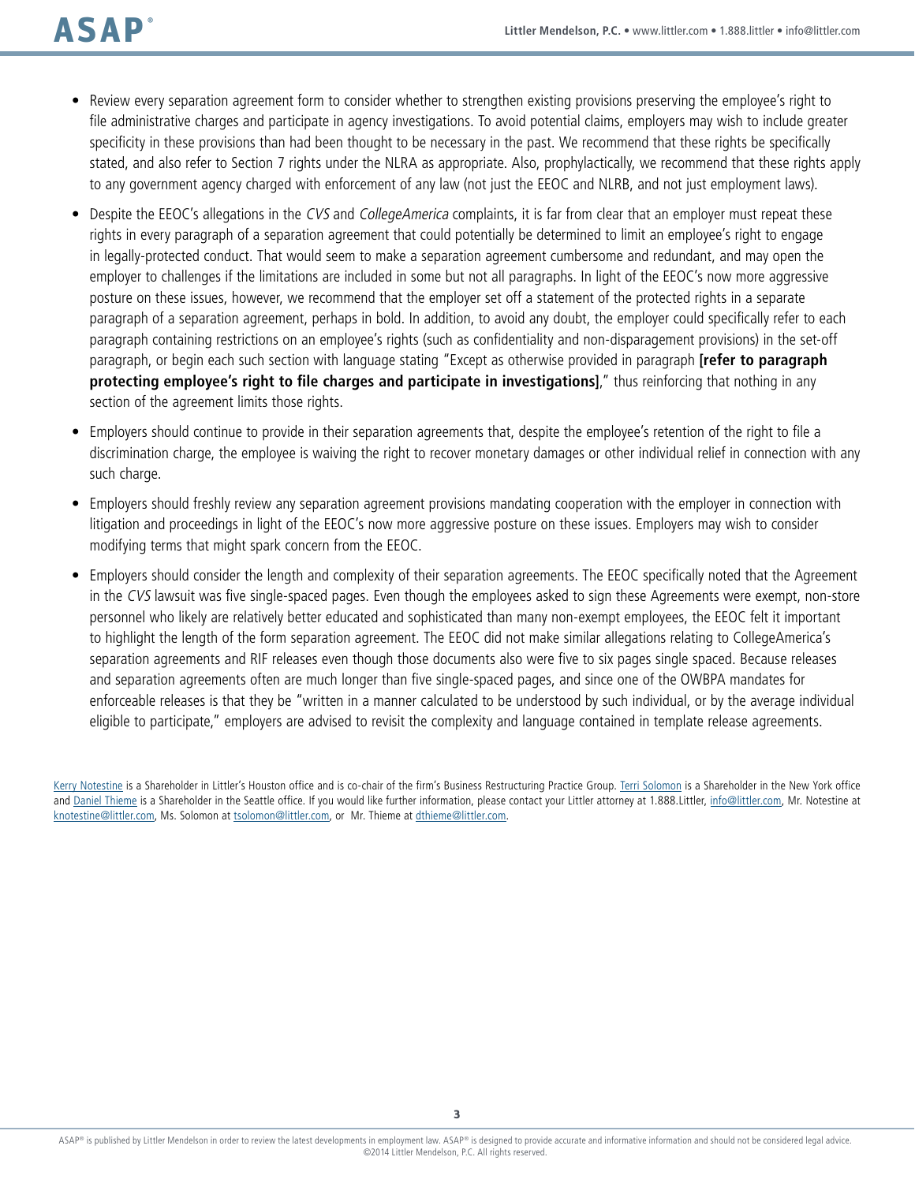- Review every separation agreement form to consider whether to strengthen existing provisions preserving the employee's right to file administrative charges and participate in agency investigations. To avoid potential claims, employers may wish to include greater specificity in these provisions than had been thought to be necessary in the past. We recommend that these rights be specifically stated, and also refer to Section 7 rights under the NLRA as appropriate. Also, prophylactically, we recommend that these rights apply to any government agency charged with enforcement of any law (not just the EEOC and NLRB, and not just employment laws).
- Despite the EEOC's allegations in the *CVS* and *CollegeAmerica* complaints, it is far from clear that an employer must repeat these rights in every paragraph of a separation agreement that could potentially be determined to limit an employee's right to engage in legally-protected conduct. That would seem to make a separation agreement cumbersome and redundant, and may open the employer to challenges if the limitations are included in some but not all paragraphs. In light of the EEOC's now more aggressive posture on these issues, however, we recommend that the employer set off a statement of the protected rights in a separate paragraph of a separation agreement, perhaps in bold. In addition, to avoid any doubt, the employer could specifically refer to each paragraph containing restrictions on an employee's rights (such as confidentiality and non-disparagement provisions) in the set-off paragraph, or begin each such section with language stating "Except as otherwise provided in paragraph **[refer to paragraph protecting employee's right to file charges and participate in investigations]**," thus reinforcing that nothing in any section of the agreement limits those rights.
- Employers should continue to provide in their separation agreements that, despite the employee's retention of the right to file a discrimination charge, the employee is waiving the right to recover monetary damages or other individual relief in connection with any such charge.
- Employers should freshly review any separation agreement provisions mandating cooperation with the employer in connection with litigation and proceedings in light of the EEOC's now more aggressive posture on these issues. Employers may wish to consider modifying terms that might spark concern from the EEOC.
- Employers should consider the length and complexity of their separation agreements. The EEOC specifically noted that the Agreement in the *CVS* lawsuit was five single-spaced pages. Even though the employees asked to sign these Agreements were exempt, non-store personnel who likely are relatively better educated and sophisticated than many non-exempt employees, the EEOC felt it important to highlight the length of the form separation agreement. The EEOC did not make similar allegations relating to CollegeAmerica's separation agreements and RIF releases even though those documents also were five to six pages single spaced. Because releases and separation agreements often are much longer than five single-spaced pages, and since one of the OWBPA mandates for enforceable releases is that they be "written in a manner calculated to be understood by such individual, or by the average individual eligible to participate," employers are advised to revisit the complexity and language contained in template release agreements.

Kerry Notestine is a Shareholder in Littler's Houston office and is co-chair of the firm's Business Restructuring Practice Group. Terri Solomon is a Shareholder in the New York office and Daniel Thieme is a Shareholder in the Seattle office. If you would like further information, please contact your Littler attorney at 1.888.Littler, info@littler.com, Mr. Notestine at knotestine@littler.com, Ms. Solomon at tsolomon@littler.com, or Mr. Thieme at dthieme@littler.com.

ASAP® is published by Littler Mendelson in order to review the latest developments in employment law. ASAP® is designed to provide accurate and informative information and should not be considered legal advice. ©2014 Littler Mendelson, P.C. All rights reserved.